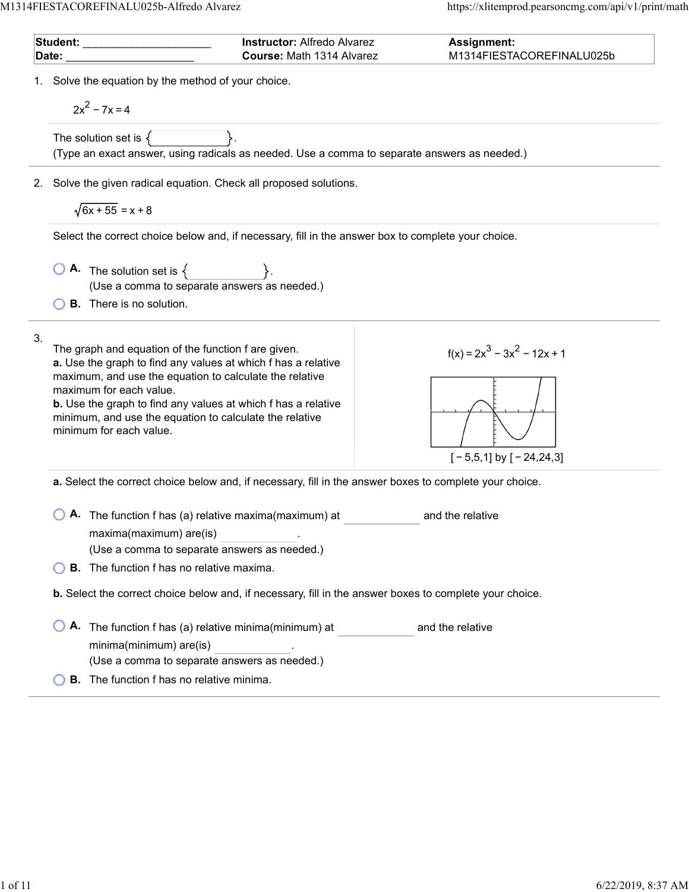| Student: ____________________ | Instructor: Alfredo Alvarez | Assignment: |
| --- | --- | --- |
| Date: ____________________ | Course: Math 1314 Alvarez | M1314FIESTACOREFINALU025b |

1. Solve the equation by the method of your choice.

$$2x^2 - 7x = 4$$

The solution set is $\{\quad\quad\quad\}$.
(Type an exact answer, using radicals as needed. Use a comma to separate answers as needed.)

2. Solve the given radical equation. Check all proposed solutions.

$$\sqrt{6x + 55} = x + 8$$

Select the correct choice below and, if necessary, fill in the answer box to complete your choice.

- **A.** The solution set is $\{\quad\quad\quad\}$.
  (Use a comma to separate answers as needed.)
- **B.** There is no solution.

3. The graph and equation of the function f are given.
**a.** Use the graph to find any values at which f has a relative maximum, and use the equation to calculate the relative maximum for each value.
**b.** Use the graph to find any values at which f has a relative minimum, and use the equation to calculate the relative minimum for each value.

$$f(x) = 2x^3 - 3x^2 - 12x + 1$$

$[-5,5,1]$ by $[-24,24,3]$

**a.** Select the correct choice below and, if necessary, fill in the answer boxes to complete your choice.

- **A.** The function f has (a) relative maxima(maximum) at ________ and the relative maxima(maximum) are(is) ________.
  (Use a comma to separate answers as needed.)
- **B.** The function f has no relative maxima.

**b.** Select the correct choice below and, if necessary, fill in the answer boxes to complete your choice.

- **A.** The function f has (a) relative minima(minimum) at ________ and the relative minima(minimum) are(is) ________.
  (Use a comma to separate answers as needed.)
- **B.** The function f has no relative minima.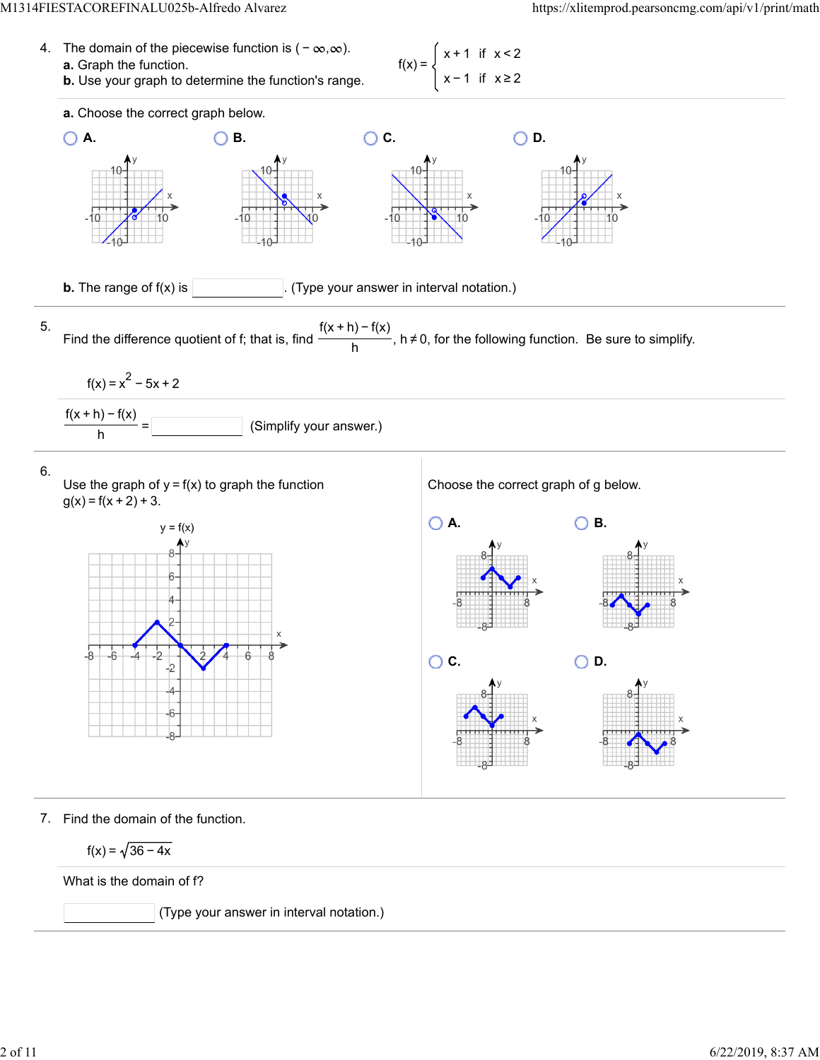4. The domain of the piecewise function is $(-\infty, \infty)$.
**a.** Graph the function.
**b.** Use your graph to determine the function's range.

$$f(x) = \begin{cases} x+1 & \text{if } x < 2 \\ x-1 & \text{if } x \geq 2 \end{cases}$$

**a.** Choose the correct graph below.

- A.
- B.
- C.
- D.

**b.** The range of f(x) is ________. (Type your answer in interval notation.)

5. Find the difference quotient of f; that is, find $\frac{f(x+h)-f(x)}{h}$, $h \neq 0$, for the following function. Be sure to simplify.

$$f(x) = x^2 - 5x + 2$$

$\frac{f(x+h)-f(x)}{h} =$ ________ (Simplify your answer.)

6. Use the graph of $y = f(x)$ to graph the function $g(x) = f(x+2) + 3$.

Choose the correct graph of g below.

- A.
- B.
- C.
- D.

7. Find the domain of the function.

$$f(x) = \sqrt{36 - 4x}$$

What is the domain of f?

________ (Type your answer in interval notation.)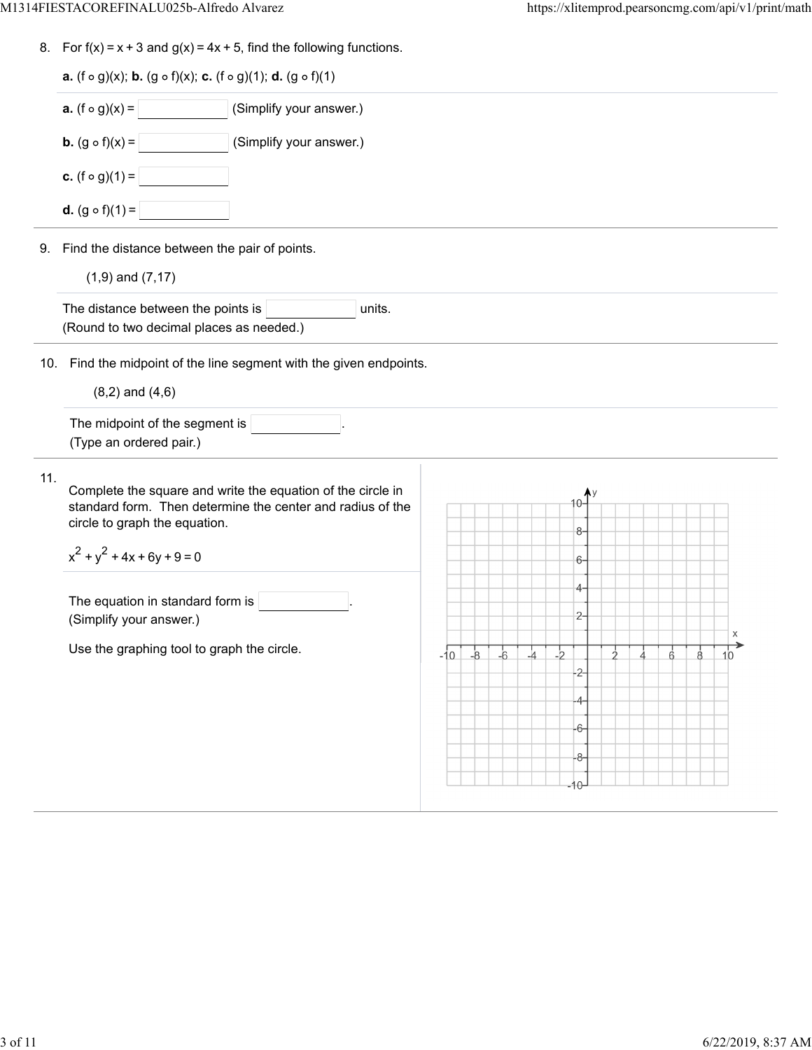8. For $f(x) = x + 3$ and $g(x) = 4x + 5$, find the following functions.

   **a.** $(f \circ g)(x)$; **b.** $(g \circ f)(x)$; **c.** $(f \circ g)(1)$; **d.** $(g \circ f)(1)$

   **a.** $(f \circ g)(x) =$ ____________ (Simplify your answer.)

   **b.** $(g \circ f)(x) =$ ____________ (Simplify your answer.)

   **c.** $(f \circ g)(1) =$ ____________

   **d.** $(g \circ f)(1) =$ ____________

9. Find the distance between the pair of points.

   (1,9) and (7,17)

   The distance between the points is ____________ units.
   (Round to two decimal places as needed.)

10. Find the midpoint of the line segment with the given endpoints.

    (8,2) and (4,6)

    The midpoint of the segment is ____________.
    (Type an ordered pair.)

11. Complete the square and write the equation of the circle in standard form. Then determine the center and radius of the circle to graph the equation.

    $x^2 + y^2 + 4x + 6y + 9 = 0$

    The equation in standard form is ____________.
    (Simplify your answer.)

    Use the graphing tool to graph the circle.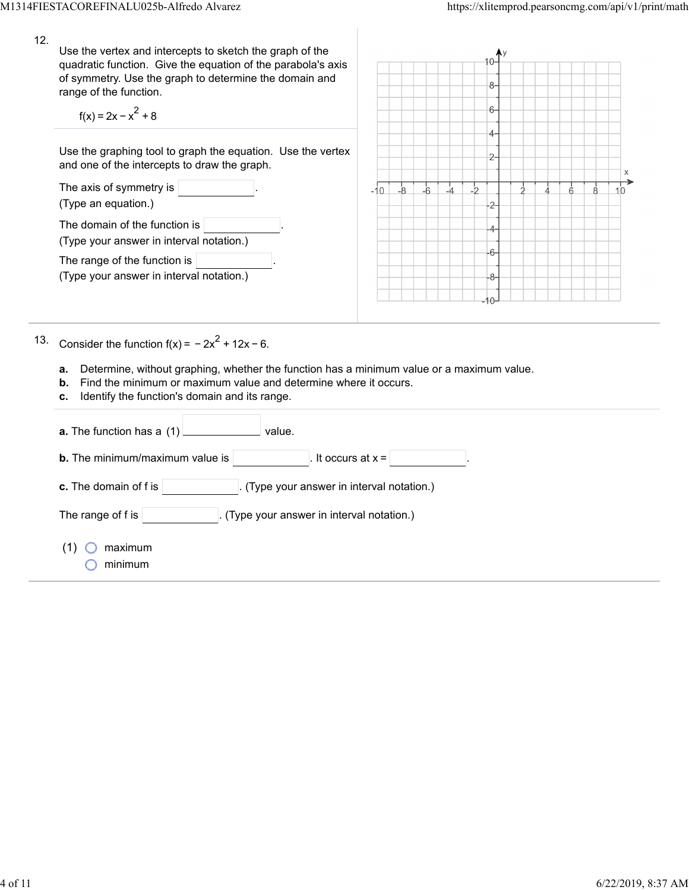12. Use the vertex and intercepts to sketch the graph of the quadratic function. Give the equation of the parabola's axis of symmetry. Use the graph to determine the domain and range of the function.

$$f(x) = 2x - x^2 + 8$$

Use the graphing tool to graph the equation. Use the vertex and one of the intercepts to draw the graph.

The axis of symmetry is \_\_\_\_\_\_\_\_.
(Type an equation.)

The domain of the function is \_\_\_\_\_\_\_\_.
(Type your answer in interval notation.)

The range of the function is \_\_\_\_\_\_\_\_.
(Type your answer in interval notation.)

13. Consider the function $f(x) = -2x^2 + 12x - 6$.

**a.** Determine, without graphing, whether the function has a minimum value or a maximum value.
**b.** Find the minimum or maximum value and determine where it occurs.
**c.** Identify the function's domain and its range.

**a.** The function has a (1) \_\_\_\_\_\_\_\_ value.

**b.** The minimum/maximum value is \_\_\_\_\_\_\_\_. It occurs at x = \_\_\_\_\_\_\_\_.

**c.** The domain of f is \_\_\_\_\_\_\_\_. (Type your answer in interval notation.)

The range of f is \_\_\_\_\_\_\_\_. (Type your answer in interval notation.)

(1) ○ maximum
○ minimum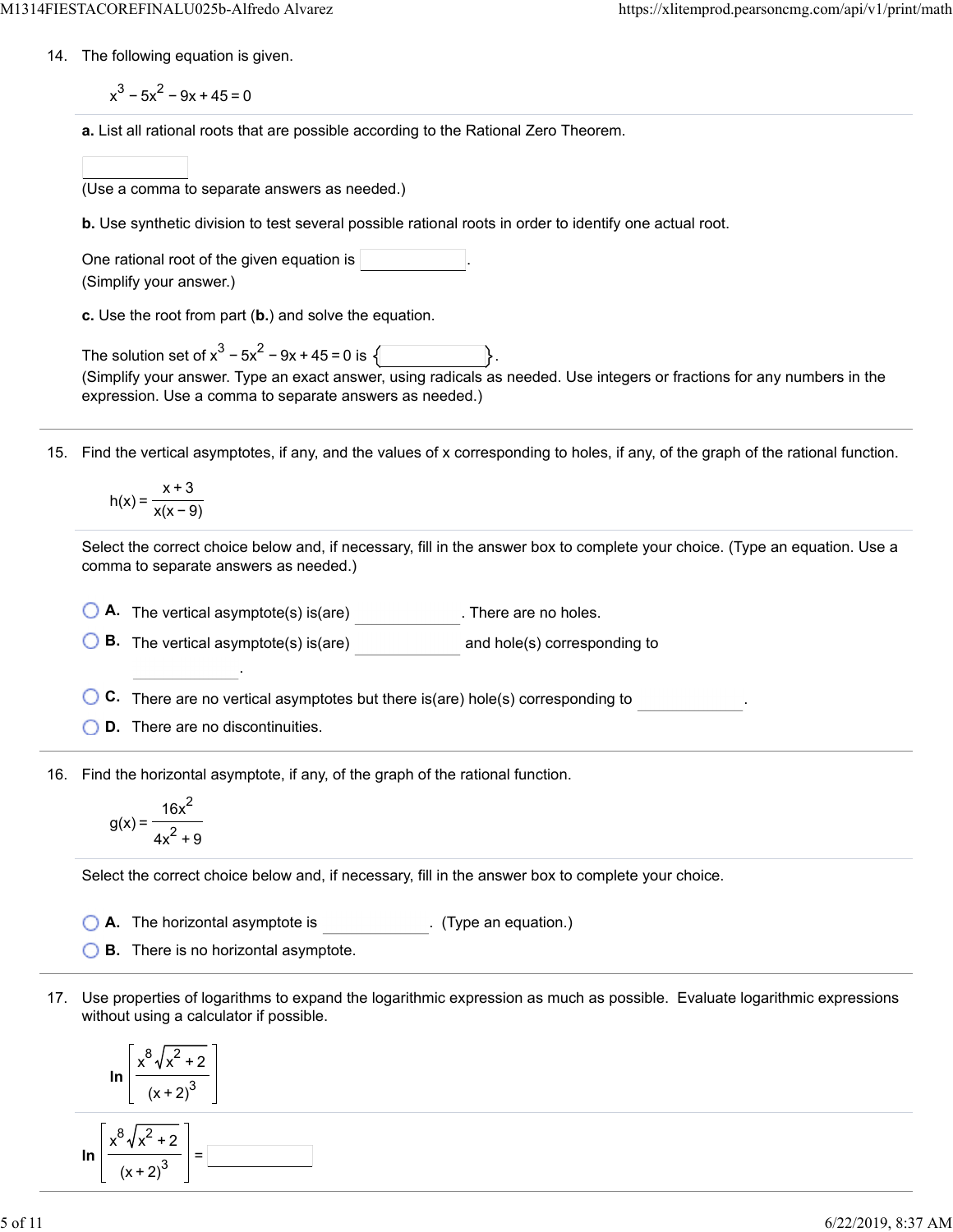14. The following equation is given.

$$x^3 - 5x^2 - 9x + 45 = 0$$

**a.** List all rational roots that are possible according to the Rational Zero Theorem.

(Use a comma to separate answers as needed.)

**b.** Use synthetic division to test several possible rational roots in order to identify one actual root.

One rational root of the given equation is \_\_\_\_\_\_.
(Simplify your answer.)

**c.** Use the root from part (**b.**) and solve the equation.

The solution set of $x^3 - 5x^2 - 9x + 45 = 0$ is $\{\quad\}$.
(Simplify your answer. Type an exact answer, using radicals as needed. Use integers or fractions for any numbers in the expression. Use a comma to separate answers as needed.)

15. Find the vertical asymptotes, if any, and the values of x corresponding to holes, if any, of the graph of the rational function.

$$h(x) = \frac{x+3}{x(x-9)}$$

Select the correct choice below and, if necessary, fill in the answer box to complete your choice. (Type an equation. Use a comma to separate answers as needed.)

- **A.** The vertical asymptote(s) is(are) \_\_\_\_\_\_. There are no holes.
- **B.** The vertical asymptote(s) is(are) \_\_\_\_\_\_ and hole(s) corresponding to \_\_\_\_\_\_.
- **C.** There are no vertical asymptotes but there is(are) hole(s) corresponding to \_\_\_\_\_\_.
- **D.** There are no discontinuities.

16. Find the horizontal asymptote, if any, of the graph of the rational function.

$$g(x) = \frac{16x^2}{4x^2 + 9}$$

Select the correct choice below and, if necessary, fill in the answer box to complete your choice.

- **A.** The horizontal asymptote is \_\_\_\_\_\_. (Type an equation.)
- **B.** There is no horizontal asymptote.

17. Use properties of logarithms to expand the logarithmic expression as much as possible. Evaluate logarithmic expressions without using a calculator if possible.

$$\ln\left[\frac{x^8\sqrt{x^2+2}}{(x+2)^3}\right]$$

$$\ln\left[\frac{x^8\sqrt{x^2+2}}{(x+2)^3}\right] = \_\_\_\_\_\_$$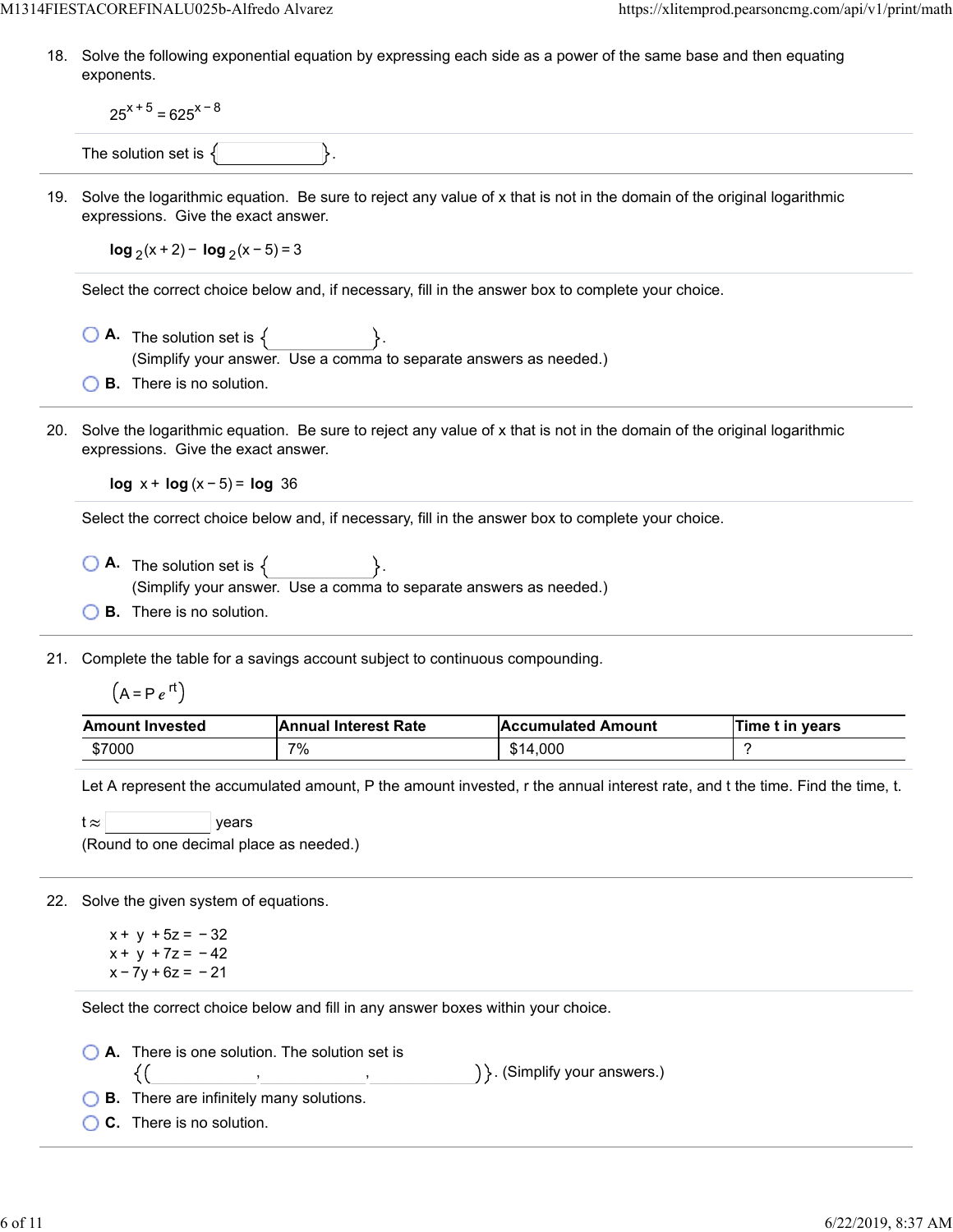18. Solve the following exponential equation by expressing each side as a power of the same base and then equating exponents.

$$25^{x+5} = 625^{x-8}$$

The solution set is { }.

19. Solve the logarithmic equation. Be sure to reject any value of x that is not in the domain of the original logarithmic expressions. Give the exact answer.

$$\log_2(x+2) - \log_2(x-5) = 3$$

Select the correct choice below and, if necessary, fill in the answer box to complete your choice.

- **A.** The solution set is { }.
  (Simplify your answer. Use a comma to separate answers as needed.)
- **B.** There is no solution.

20. Solve the logarithmic equation. Be sure to reject any value of x that is not in the domain of the original logarithmic expressions. Give the exact answer.

$$\log x + \log(x-5) = \log 36$$

Select the correct choice below and, if necessary, fill in the answer box to complete your choice.

- **A.** The solution set is { }.
  (Simplify your answer. Use a comma to separate answers as needed.)
- **B.** There is no solution.

21. Complete the table for a savings account subject to continuous compounding.

$$(A = Pe^{rt})$$

| Amount Invested | Annual Interest Rate | Accumulated Amount | Time t in years |
|---|---|---|---|
| $7000 | 7% | $14,000 | ? |

Let A represent the accumulated amount, P the amount invested, r the annual interest rate, and t the time. Find the time, t.

$t \approx$ ______ years
(Round to one decimal place as needed.)

22. Solve the given system of equations.

$$\begin{aligned} x + y + 5z &= -32 \\ x + y + 7z &= -42 \\ x - 7y + 6z &= -21 \end{aligned}$$

Select the correct choice below and fill in any answer boxes within your choice.

- **A.** There is one solution. The solution set is {( , , )}. (Simplify your answers.)
- **B.** There are infinitely many solutions.
- **C.** There is no solution.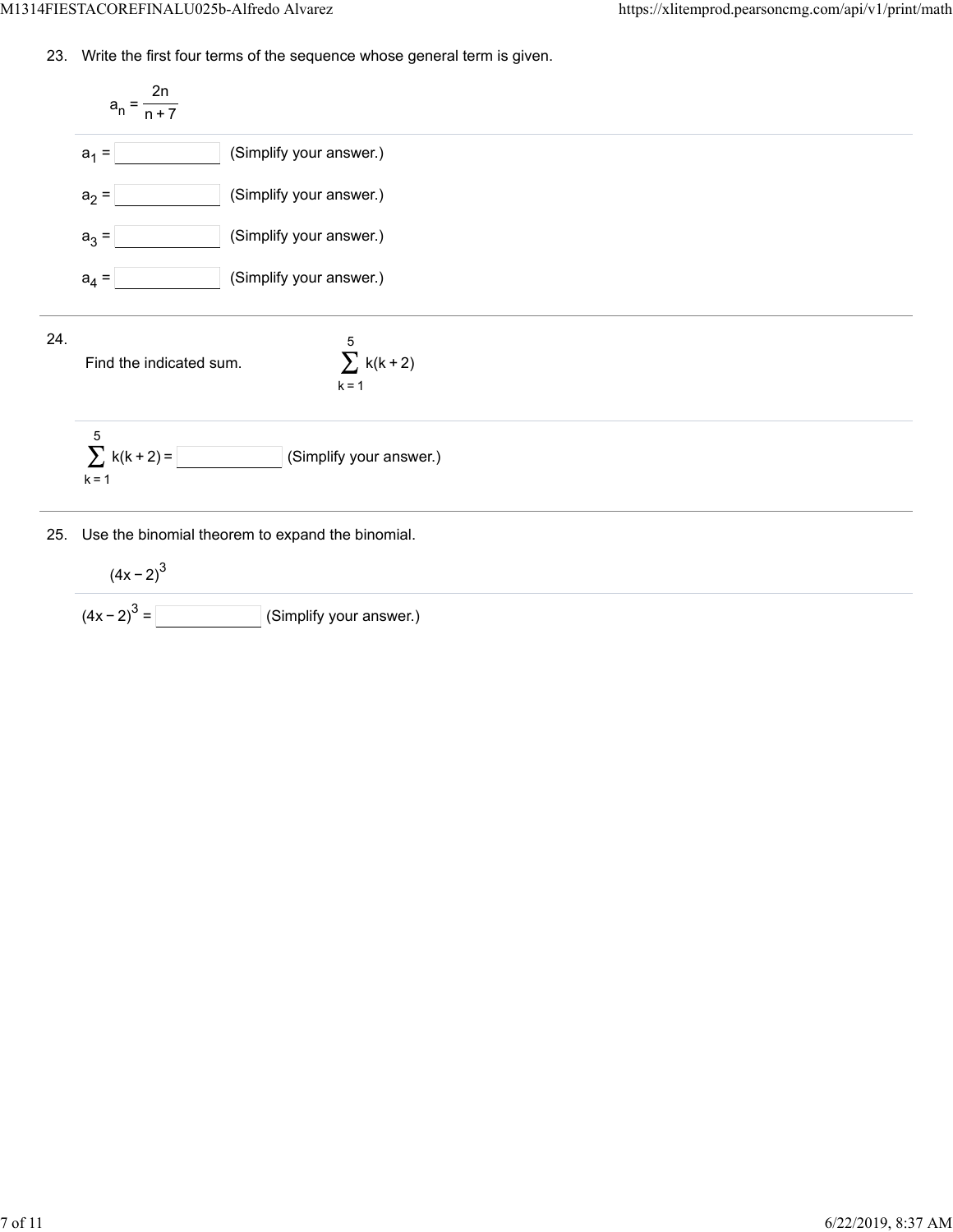23. Write the first four terms of the sequence whose general term is given.

$$a_n = \frac{2n}{n+7}$$

$a_1 =$ ______ (Simplify your answer.)

$a_2 =$ ______ (Simplify your answer.)

$a_3 =$ ______ (Simplify your answer.)

$a_4 =$ ______ (Simplify your answer.)

---

24. Find the indicated sum. $\sum_{k=1}^{5} k(k+2)$

$\sum_{k=1}^{5} k(k+2) =$ ______ (Simplify your answer.)

---

25. Use the binomial theorem to expand the binomial.

$$(4x - 2)^3$$

$(4x - 2)^3 =$ ______ (Simplify your answer.)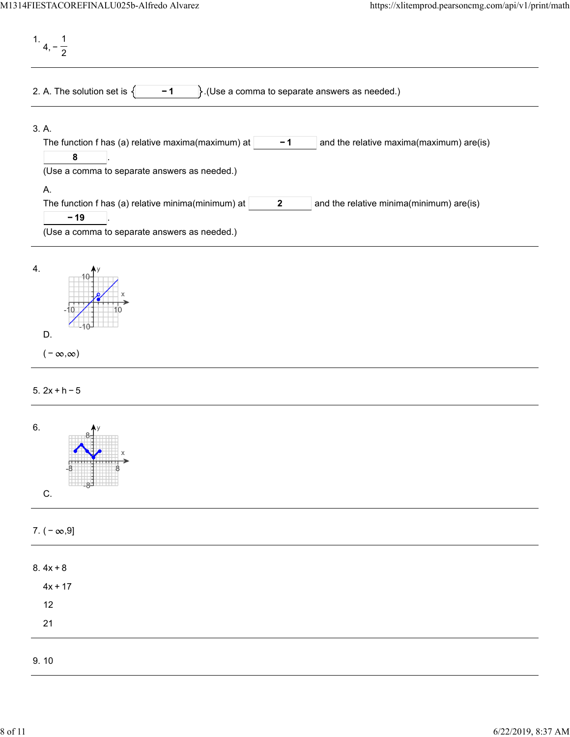1. $4, -\frac{1}{2}$

---

2. A. The solution set is $\{-1\}$.(Use a comma to separate answers as needed.)

---

3. A.

The function f has (a) relative maxima(maximum) at $-1$ and the relative maxima(maximum) are(is) $8$.

(Use a comma to separate answers as needed.)

A.

The function f has (a) relative minima(minimum) at $2$ and the relative minima(minimum) are(is) $-19$.

(Use a comma to separate answers as needed.)

---

4.

D.

$(-\infty, \infty)$

---

5. $2x + h - 5$

---

6.

C.

---

7. $(-\infty, 9]$

---

8. $4x + 8$

$4x + 17$

$12$

$21$

---

9. 10

---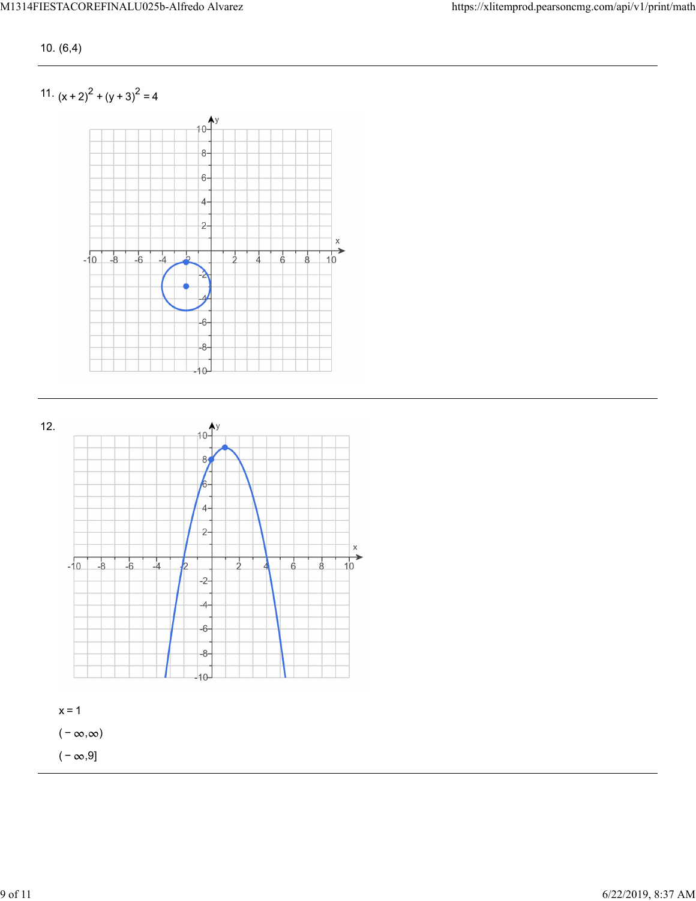10. (6,4)

---

11. $(x+2)^2 + (y+3)^2 = 4$

---

12.

$x = 1$

$(-\infty, \infty)$

$(-\infty, 9]$

---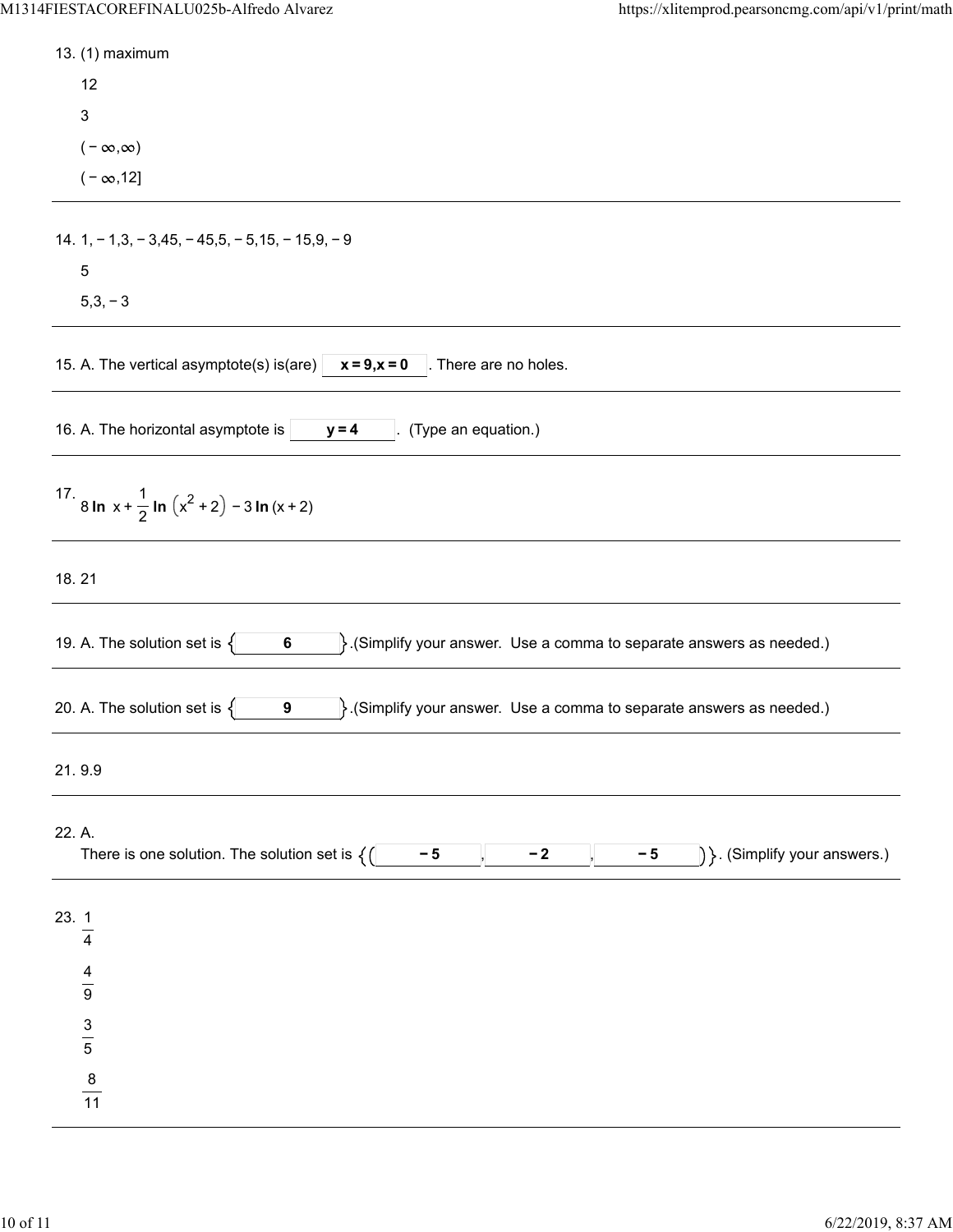13. (1) maximum

12

3

$(-\infty,\infty)$

$(-\infty,12]$

---

14. $1,-1,3,-3,45,-45,5,-5,15,-15,9,-9$

5

$5,3,-3$

---

15. A. The vertical asymptote(s) is(are) **x = 9,x = 0** . There are no holes.

---

16. A. The horizontal asymptote is **y = 4** . (Type an equation.)

---

17. $8\ \mathbf{ln}\ x+\frac{1}{2}\ \mathbf{ln}\left(x^2+2\right)-3\ \mathbf{ln}\,(x+2)$

---

18. 21

---

19. A. The solution set is {**6**}.(Simplify your answer. Use a comma to separate answers as needed.)

---

20. A. The solution set is {**9**}.(Simplify your answer. Use a comma to separate answers as needed.)

---

21. 9.9

---

22. A.
There is one solution. The solution set is {(**−5**, **−2**, **−5**)}. (Simplify your answers.)

---

23. $\frac{1}{4}$

$\frac{4}{9}$

$\frac{3}{5}$

$\frac{8}{11}$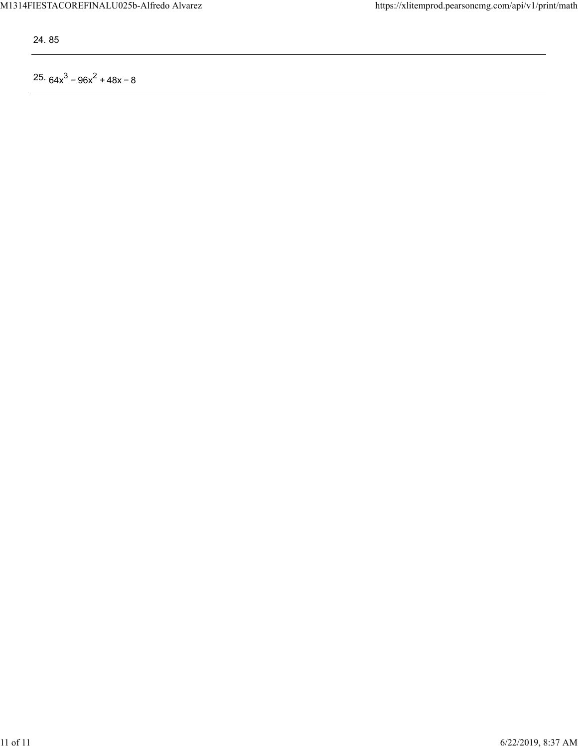24. 85

---

25. $64x^3 - 96x^2 + 48x - 8$

---